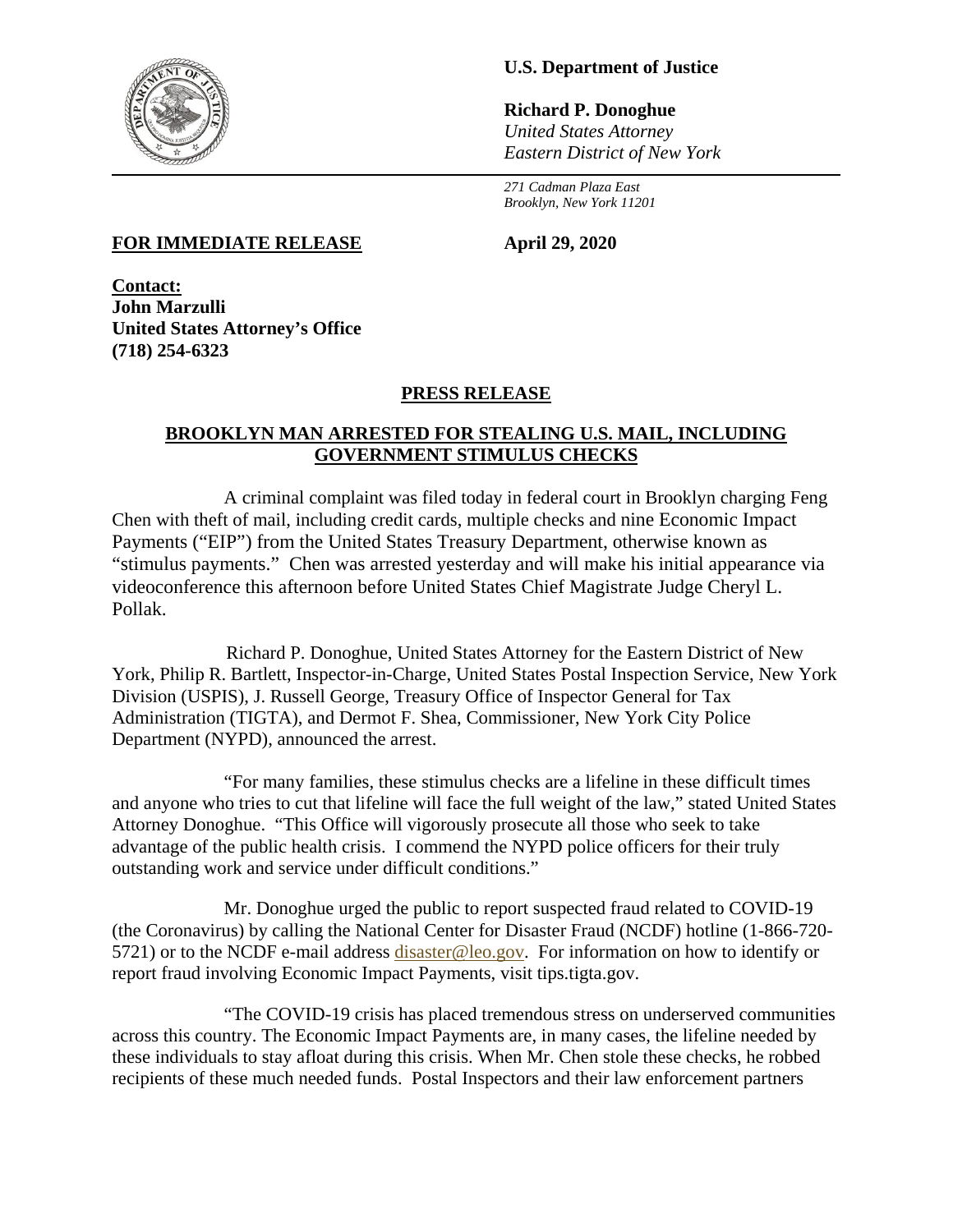**U.S. Department of Justice**

**Richard P. Donoghue**
*United States Attorney*
*Eastern District of New York*

*271 Cadman Plaza East*
*Brooklyn, New York 11201*

**FOR IMMEDIATE RELEASE** **April 29, 2020**

**Contact:**
**John Marzulli**
**United States Attorney's Office**
**(718) 254-6323**

## PRESS RELEASE

## BROOKLYN MAN ARRESTED FOR STEALING U.S. MAIL, INCLUDING GOVERNMENT STIMULUS CHECKS

A criminal complaint was filed today in federal court in Brooklyn charging Feng Chen with theft of mail, including credit cards, multiple checks and nine Economic Impact Payments ("EIP") from the United States Treasury Department, otherwise known as "stimulus payments." Chen was arrested yesterday and will make his initial appearance via videoconference this afternoon before United States Chief Magistrate Judge Cheryl L. Pollak.

Richard P. Donoghue, United States Attorney for the Eastern District of New York, Philip R. Bartlett, Inspector-in-Charge, United States Postal Inspection Service, New York Division (USPIS), J. Russell George, Treasury Office of Inspector General for Tax Administration (TIGTA), and Dermot F. Shea, Commissioner, New York City Police Department (NYPD), announced the arrest.

"For many families, these stimulus checks are a lifeline in these difficult times and anyone who tries to cut that lifeline will face the full weight of the law," stated United States Attorney Donoghue. "This Office will vigorously prosecute all those who seek to take advantage of the public health crisis. I commend the NYPD police officers for their truly outstanding work and service under difficult conditions."

Mr. Donoghue urged the public to report suspected fraud related to COVID-19 (the Coronavirus) by calling the National Center for Disaster Fraud (NCDF) hotline (1-866-720-5721) or to the NCDF e-mail address disaster@leo.gov. For information on how to identify or report fraud involving Economic Impact Payments, visit tips.tigta.gov.

"The COVID-19 crisis has placed tremendous stress on underserved communities across this country. The Economic Impact Payments are, in many cases, the lifeline needed by these individuals to stay afloat during this crisis. When Mr. Chen stole these checks, he robbed recipients of these much needed funds. Postal Inspectors and their law enforcement partners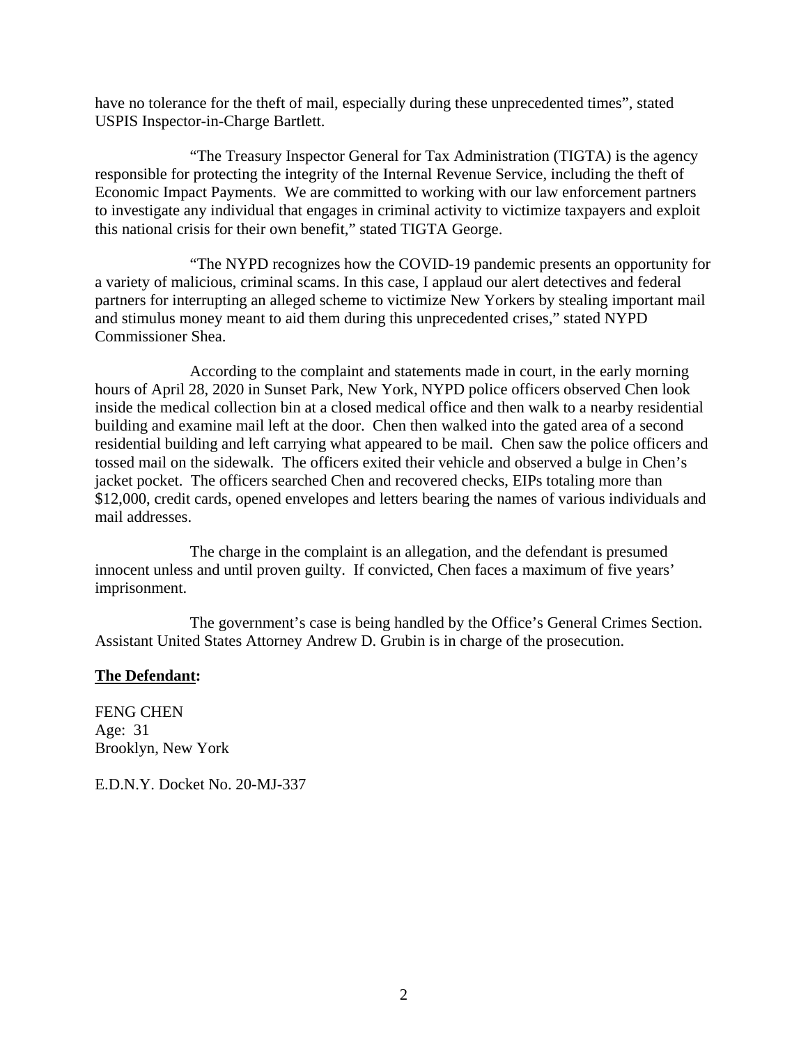have no tolerance for the theft of mail, especially during these unprecedented times", stated USPIS Inspector-in-Charge Bartlett.

"The Treasury Inspector General for Tax Administration (TIGTA) is the agency responsible for protecting the integrity of the Internal Revenue Service, including the theft of Economic Impact Payments. We are committed to working with our law enforcement partners to investigate any individual that engages in criminal activity to victimize taxpayers and exploit this national crisis for their own benefit," stated TIGTA George.

"The NYPD recognizes how the COVID-19 pandemic presents an opportunity for a variety of malicious, criminal scams. In this case, I applaud our alert detectives and federal partners for interrupting an alleged scheme to victimize New Yorkers by stealing important mail and stimulus money meant to aid them during this unprecedented crises," stated NYPD Commissioner Shea.

According to the complaint and statements made in court, in the early morning hours of April 28, 2020 in Sunset Park, New York, NYPD police officers observed Chen look inside the medical collection bin at a closed medical office and then walk to a nearby residential building and examine mail left at the door. Chen then walked into the gated area of a second residential building and left carrying what appeared to be mail. Chen saw the police officers and tossed mail on the sidewalk. The officers exited their vehicle and observed a bulge in Chen's jacket pocket. The officers searched Chen and recovered checks, EIPs totaling more than $12,000, credit cards, opened envelopes and letters bearing the names of various individuals and mail addresses.

The charge in the complaint is an allegation, and the defendant is presumed innocent unless and until proven guilty. If convicted, Chen faces a maximum of five years' imprisonment.

The government's case is being handled by the Office's General Crimes Section. Assistant United States Attorney Andrew D. Grubin is in charge of the prosecution.

**The Defendant:**

FENG CHEN
Age: 31
Brooklyn, New York

E.D.N.Y. Docket No. 20-MJ-337